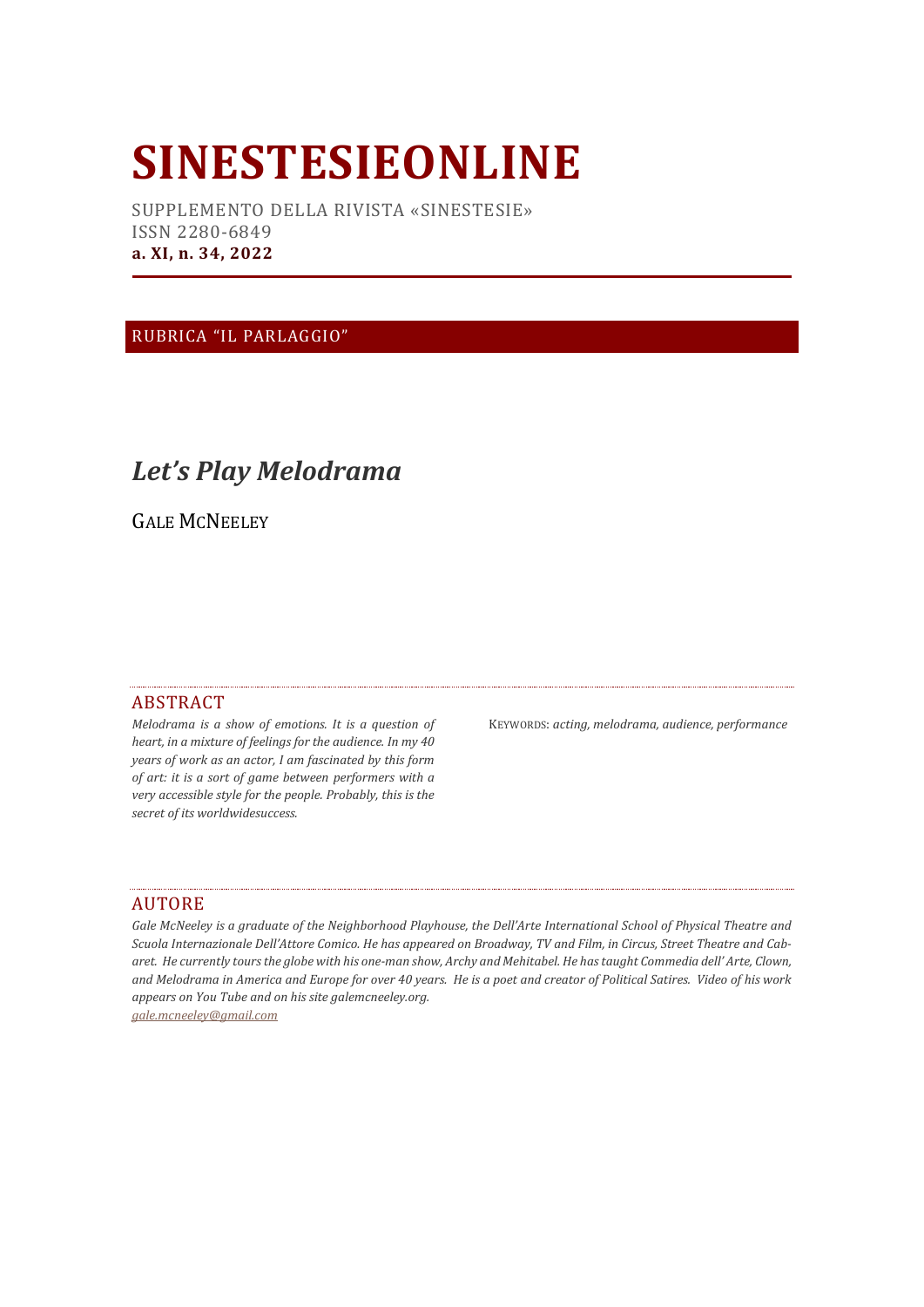# SINESTESIEONLINE

SUPPLEMENTO DELLA RIVISTA «SINESTESIE»
ISSN 2280-6849
**a. XI, n. 34, 2022**

RUBRICA "IL PARLAGGIO"

## *Let's Play Melodrama*

GALE MCNEELEY

### ABSTRACT

*Melodrama is a show of emotions. It is a question of heart, in a mixture of feelings for the audience. In my 40 years of work as an actor, I am fascinated by this form of art: it is a sort of game between performers with a very accessible style for the people. Probably, this is the secret of its worldwidesuccess.*

KEYWORDS: *acting, melodrama, audience, performance*

### AUTORE

*Gale McNeeley is a graduate of the Neighborhood Playhouse, the Dell'Arte International School of Physical Theatre and Scuola Internazionale Dell'Attore Comico. He has appeared on Broadway, TV and Film, in Circus, Street Theatre and Cabaret. He currently tours the globe with his one-man show, Archy and Mehitabel. He has taught Commedia dell' Arte, Clown, and Melodrama in America and Europe for over 40 years. He is a poet and creator of Political Satires. Video of his work appears on You Tube and on his site galemcneeley.org.*

*gale.mcneeley@gmail.com*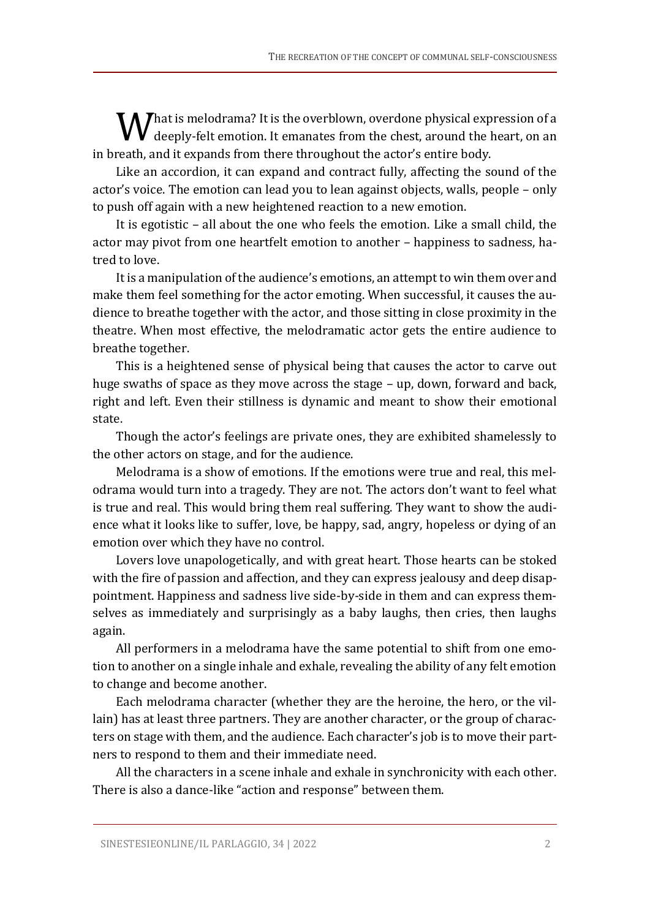What is melodrama? It is the overblown, overdone physical expression of a deeply-felt emotion. It emanates from the chest, around the heart, on an in breath, and it expands from there throughout the actor's entire body.

Like an accordion, it can expand and contract fully, affecting the sound of the actor's voice. The emotion can lead you to lean against objects, walls, people – only to push off again with a new heightened reaction to a new emotion.

It is egotistic – all about the one who feels the emotion. Like a small child, the actor may pivot from one heartfelt emotion to another – happiness to sadness, hatred to love.

It is a manipulation of the audience's emotions, an attempt to win them over and make them feel something for the actor emoting. When successful, it causes the audience to breathe together with the actor, and those sitting in close proximity in the theatre. When most effective, the melodramatic actor gets the entire audience to breathe together.

This is a heightened sense of physical being that causes the actor to carve out huge swaths of space as they move across the stage – up, down, forward and back, right and left. Even their stillness is dynamic and meant to show their emotional state.

Though the actor's feelings are private ones, they are exhibited shamelessly to the other actors on stage, and for the audience.

Melodrama is a show of emotions. If the emotions were true and real, this melodrama would turn into a tragedy. They are not. The actors don't want to feel what is true and real. This would bring them real suffering. They want to show the audience what it looks like to suffer, love, be happy, sad, angry, hopeless or dying of an emotion over which they have no control.

Lovers love unapologetically, and with great heart. Those hearts can be stoked with the fire of passion and affection, and they can express jealousy and deep disappointment. Happiness and sadness live side-by-side in them and can express themselves as immediately and surprisingly as a baby laughs, then cries, then laughs again.

All performers in a melodrama have the same potential to shift from one emotion to another on a single inhale and exhale, revealing the ability of any felt emotion to change and become another.

Each melodrama character (whether they are the heroine, the hero, or the villain) has at least three partners. They are another character, or the group of characters on stage with them, and the audience. Each character's job is to move their partners to respond to them and their immediate need.

All the characters in a scene inhale and exhale in synchronicity with each other. There is also a dance-like "action and response" between them.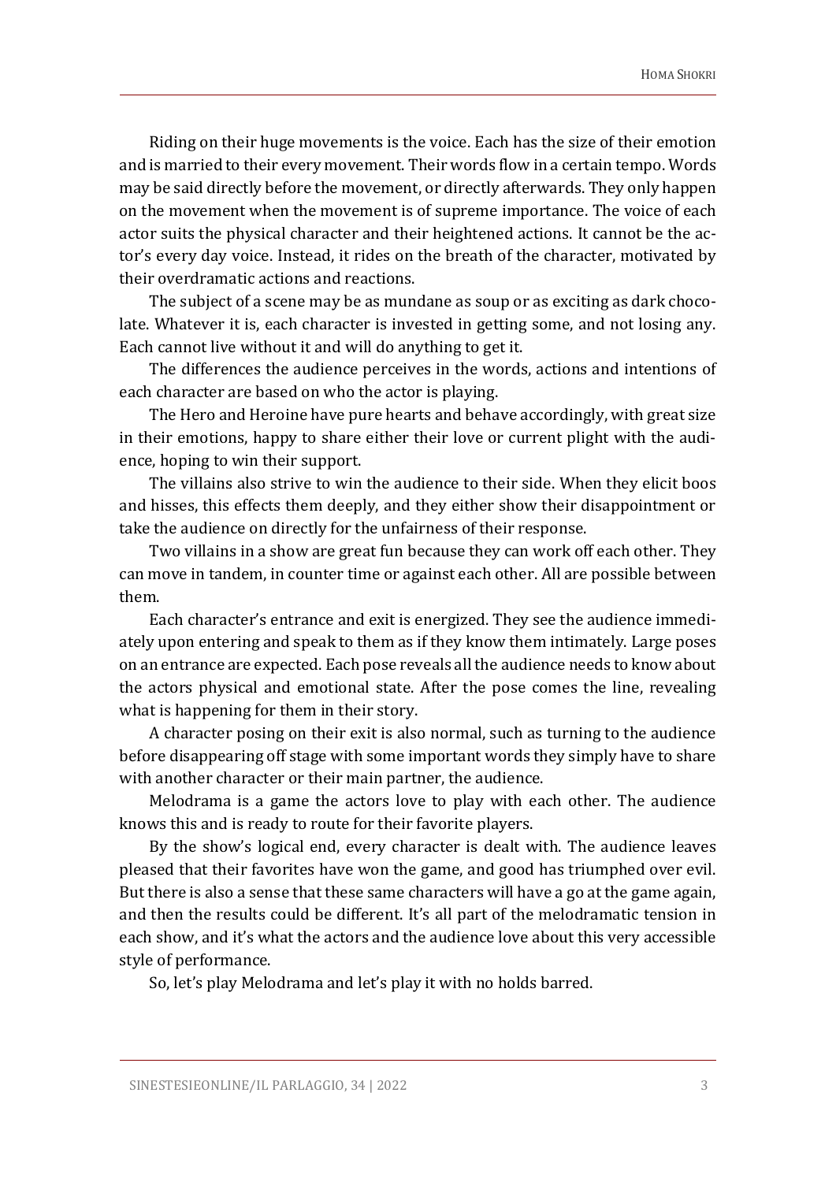Riding on their huge movements is the voice. Each has the size of their emotion and is married to their every movement. Their words flow in a certain tempo. Words may be said directly before the movement, or directly afterwards. They only happen on the movement when the movement is of supreme importance. The voice of each actor suits the physical character and their heightened actions. It cannot be the actor's every day voice. Instead, it rides on the breath of the character, motivated by their overdramatic actions and reactions.

The subject of a scene may be as mundane as soup or as exciting as dark chocolate. Whatever it is, each character is invested in getting some, and not losing any. Each cannot live without it and will do anything to get it.

The differences the audience perceives in the words, actions and intentions of each character are based on who the actor is playing.

The Hero and Heroine have pure hearts and behave accordingly, with great size in their emotions, happy to share either their love or current plight with the audience, hoping to win their support.

The villains also strive to win the audience to their side. When they elicit boos and hisses, this effects them deeply, and they either show their disappointment or take the audience on directly for the unfairness of their response.

Two villains in a show are great fun because they can work off each other. They can move in tandem, in counter time or against each other. All are possible between them.

Each character's entrance and exit is energized. They see the audience immediately upon entering and speak to them as if they know them intimately. Large poses on an entrance are expected. Each pose reveals all the audience needs to know about the actors physical and emotional state. After the pose comes the line, revealing what is happening for them in their story.

A character posing on their exit is also normal, such as turning to the audience before disappearing off stage with some important words they simply have to share with another character or their main partner, the audience.

Melodrama is a game the actors love to play with each other. The audience knows this and is ready to route for their favorite players.

By the show's logical end, every character is dealt with. The audience leaves pleased that their favorites have won the game, and good has triumphed over evil. But there is also a sense that these same characters will have a go at the game again, and then the results could be different. It's all part of the melodramatic tension in each show, and it's what the actors and the audience love about this very accessible style of performance.

So, let's play Melodrama and let's play it with no holds barred.